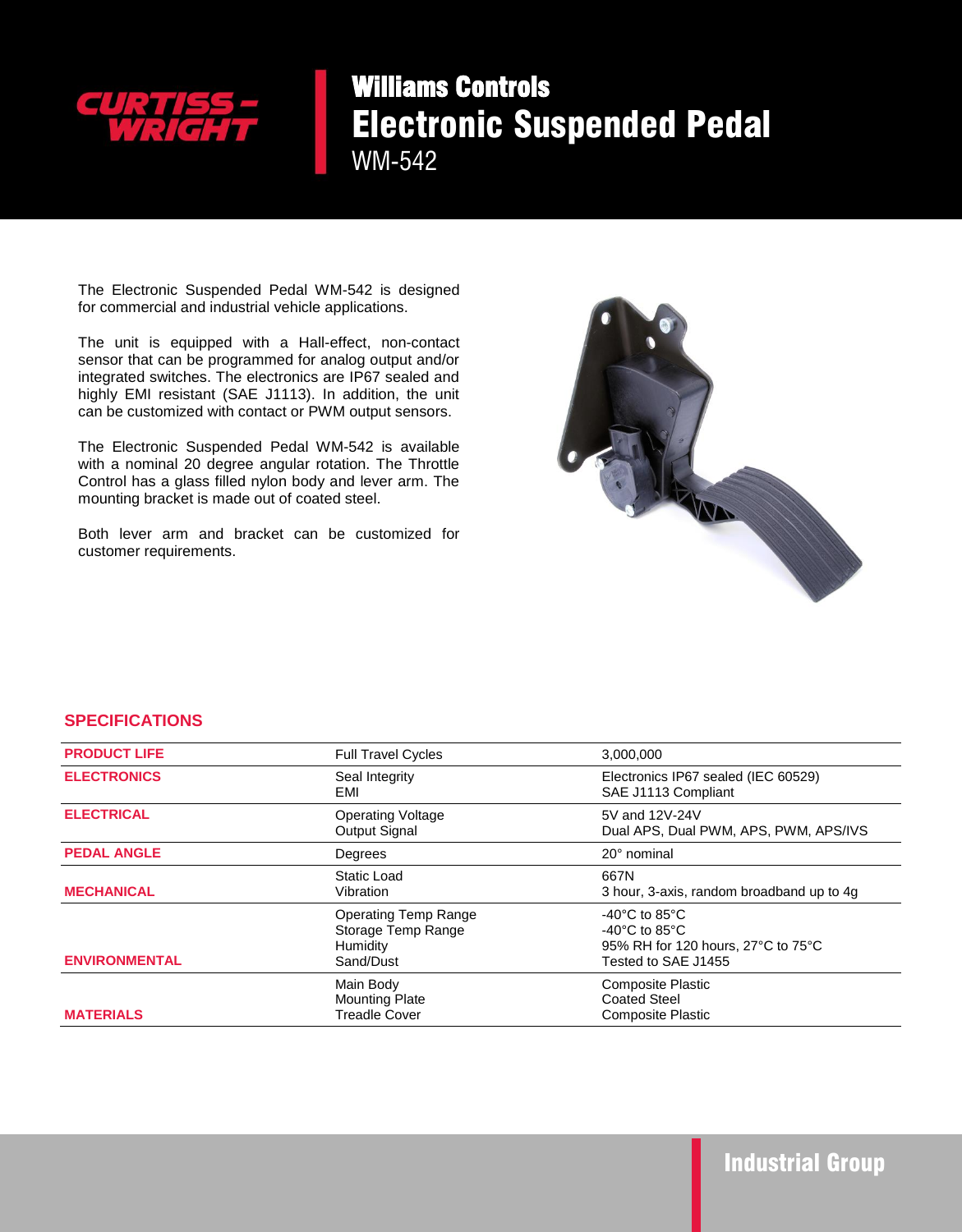CURTISS-WRIGHT

# Williams Controls
# Electronic Suspended Pedal
## WM-542

The Electronic Suspended Pedal WM-542 is designed for commercial and industrial vehicle applications.

The unit is equipped with a Hall-effect, non-contact sensor that can be programmed for analog output and/or integrated switches. The electronics are IP67 sealed and highly EMI resistant (SAE J1113). In addition, the unit can be customized with contact or PWM output sensors.

The Electronic Suspended Pedal WM-542 is available with a nominal 20 degree angular rotation. The Throttle Control has a glass filled nylon body and lever arm. The mounting bracket is made out of coated steel.

Both lever arm and bracket can be customized for customer requirements.

## SPECIFICATIONS

| | | |
|---|---|---|
| **PRODUCT LIFE** | Full Travel Cycles | 3,000,000 |
| **ELECTRONICS** | Seal Integrity<br>EMI | Electronics IP67 sealed (IEC 60529)<br>SAE J1113 Compliant |
| **ELECTRICAL** | Operating Voltage<br>Output Signal | 5V and 12V-24V<br>Dual APS, Dual PWM, APS, PWM, APS/IVS |
| **PEDAL ANGLE** | Degrees | 20° nominal |
| **MECHANICAL** | Static Load<br>Vibration | 667N<br>3 hour, 3-axis, random broadband up to 4g |
| **ENVIRONMENTAL** | Operating Temp Range<br>Storage Temp Range<br>Humidity<br>Sand/Dust | -40°C to 85°C<br>-40°C to 85°C<br>95% RH for 120 hours, 27°C to 75°C<br>Tested to SAE J1455 |
| **MATERIALS** | Main Body<br>Mounting Plate<br>Treadle Cover | Composite Plastic<br>Coated Steel<br>Composite Plastic |

Industrial Group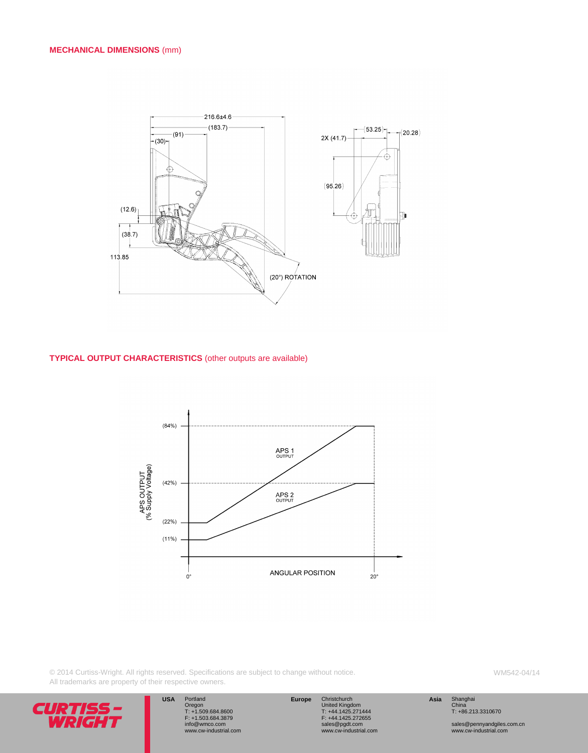## MECHANICAL DIMENSIONS (mm)

216.6±4.6

(183.7)

(91)

(30)

(12.6)

(38.7)

113.85

(20°) ROTATION

2X (41.7)

(53.25)

(20.28)

(95.26)

## TYPICAL OUTPUT CHARACTERISTICS (other outputs are available)

APS OUTPUT (% Supply Voltage)

(84%)

(42%)

(22%)

(11%)

APS 1 OUTPUT

APS 2 OUTPUT

0°

ANGULAR POSITION

20°

© 2014 Curtiss-Wright. All rights reserved. Specifications are subject to change without notice.
All trademarks are property of their respective owners.

WM542-04/14

**CURTISS-WRIGHT**

**USA**
Portland
Oregon
T: +1.509.684.8600
F: +1.503.684.3879
info@wmco.com
www.cw-industrial.com

**Europe**
Christchurch
United Kingdom
T: +44.1425.271444
F: +44.1425.272655
sales@pgdt.com
www.cw-industrial.com

**Asia**
Shanghai
China
T: +86.213.3310670

sales@pennyandgiles.com.cn
www.cw-industrial.com